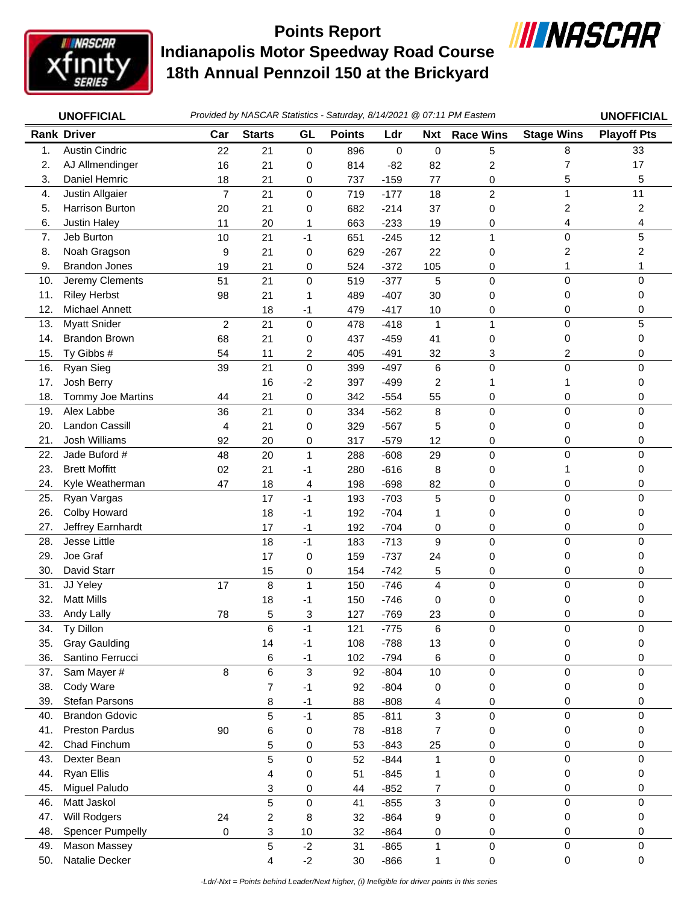# Points Report
## Indianapolis Motor Speedway Road Course
## 18th Annual Pennzoil 150 at the Brickyard

**UNOFFICIAL** *Provided by NASCAR Statistics - Saturday, 8/14/2021 @ 07:11 PM Eastern* **UNOFFICIAL**

| Rank | Driver | Car | Starts | GL | Points | Ldr | Nxt | Race Wins | Stage Wins | Playoff Pts |
|---|---|---|---|---|---|---|---|---|---|---|
| 1. | Austin Cindric | 22 | 21 | 0 | 896 | 0 | 0 | 5 | 8 | 33 |
| 2. | AJ Allmendinger | 16 | 21 | 0 | 814 | -82 | 82 | 2 | 7 | 17 |
| 3. | Daniel Hemric | 18 | 21 | 0 | 737 | -159 | 77 | 0 | 5 | 5 |
| 4. | Justin Allgaier | 7 | 21 | 0 | 719 | -177 | 18 | 2 | 1 | 11 |
| 5. | Harrison Burton | 20 | 21 | 0 | 682 | -214 | 37 | 0 | 2 | 2 |
| 6. | Justin Haley | 11 | 20 | 1 | 663 | -233 | 19 | 0 | 4 | 4 |
| 7. | Jeb Burton | 10 | 21 | -1 | 651 | -245 | 12 | 1 | 0 | 5 |
| 8. | Noah Gragson | 9 | 21 | 0 | 629 | -267 | 22 | 0 | 2 | 2 |
| 9. | Brandon Jones | 19 | 21 | 0 | 524 | -372 | 105 | 0 | 1 | 1 |
| 10. | Jeremy Clements | 51 | 21 | 0 | 519 | -377 | 5 | 0 | 0 | 0 |
| 11. | Riley Herbst | 98 | 21 | 1 | 489 | -407 | 30 | 0 | 0 | 0 |
| 12. | Michael Annett | | 18 | -1 | 479 | -417 | 10 | 0 | 0 | 0 |
| 13. | Myatt Snider | 2 | 21 | 0 | 478 | -418 | 1 | 1 | 0 | 5 |
| 14. | Brandon Brown | 68 | 21 | 0 | 437 | -459 | 41 | 0 | 0 | 0 |
| 15. | Ty Gibbs # | 54 | 11 | 2 | 405 | -491 | 32 | 3 | 2 | 0 |
| 16. | Ryan Sieg | 39 | 21 | 0 | 399 | -497 | 6 | 0 | 0 | 0 |
| 17. | Josh Berry | | 16 | -2 | 397 | -499 | 2 | 1 | 1 | 0 |
| 18. | Tommy Joe Martins | 44 | 21 | 0 | 342 | -554 | 55 | 0 | 0 | 0 |
| 19. | Alex Labbe | 36 | 21 | 0 | 334 | -562 | 8 | 0 | 0 | 0 |
| 20. | Landon Cassill | 4 | 21 | 0 | 329 | -567 | 5 | 0 | 0 | 0 |
| 21. | Josh Williams | 92 | 20 | 0 | 317 | -579 | 12 | 0 | 0 | 0 |
| 22. | Jade Buford # | 48 | 20 | 1 | 288 | -608 | 29 | 0 | 0 | 0 |
| 23. | Brett Moffitt | 02 | 21 | -1 | 280 | -616 | 8 | 0 | 1 | 0 |
| 24. | Kyle Weatherman | 47 | 18 | 4 | 198 | -698 | 82 | 0 | 0 | 0 |
| 25. | Ryan Vargas | | 17 | -1 | 193 | -703 | 5 | 0 | 0 | 0 |
| 26. | Colby Howard | | 18 | -1 | 192 | -704 | 1 | 0 | 0 | 0 |
| 27. | Jeffrey Earnhardt | | 17 | -1 | 192 | -704 | 0 | 0 | 0 | 0 |
| 28. | Jesse Little | | 18 | -1 | 183 | -713 | 9 | 0 | 0 | 0 |
| 29. | Joe Graf | | 17 | 0 | 159 | -737 | 24 | 0 | 0 | 0 |
| 30. | David Starr | | 15 | 0 | 154 | -742 | 5 | 0 | 0 | 0 |
| 31. | JJ Yeley | 17 | 8 | 1 | 150 | -746 | 4 | 0 | 0 | 0 |
| 32. | Matt Mills | | 18 | -1 | 150 | -746 | 0 | 0 | 0 | 0 |
| 33. | Andy Lally | 78 | 5 | 3 | 127 | -769 | 23 | 0 | 0 | 0 |
| 34. | Ty Dillon | | 6 | -1 | 121 | -775 | 6 | 0 | 0 | 0 |
| 35. | Gray Gaulding | | 14 | -1 | 108 | -788 | 13 | 0 | 0 | 0 |
| 36. | Santino Ferrucci | | 6 | -1 | 102 | -794 | 6 | 0 | 0 | 0 |
| 37. | Sam Mayer # | 8 | 6 | 3 | 92 | -804 | 10 | 0 | 0 | 0 |
| 38. | Cody Ware | | 7 | -1 | 92 | -804 | 0 | 0 | 0 | 0 |
| 39. | Stefan Parsons | | 8 | -1 | 88 | -808 | 4 | 0 | 0 | 0 |
| 40. | Brandon Gdovic | | 5 | -1 | 85 | -811 | 3 | 0 | 0 | 0 |
| 41. | Preston Pardus | 90 | 6 | 0 | 78 | -818 | 7 | 0 | 0 | 0 |
| 42. | Chad Finchum | | 5 | 0 | 53 | -843 | 25 | 0 | 0 | 0 |
| 43. | Dexter Bean | | 5 | 0 | 52 | -844 | 1 | 0 | 0 | 0 |
| 44. | Ryan Ellis | | 4 | 0 | 51 | -845 | 1 | 0 | 0 | 0 |
| 45. | Miguel Paludo | | 3 | 0 | 44 | -852 | 7 | 0 | 0 | 0 |
| 46. | Matt Jaskol | | 5 | 0 | 41 | -855 | 3 | 0 | 0 | 0 |
| 47. | Will Rodgers | 24 | 2 | 8 | 32 | -864 | 9 | 0 | 0 | 0 |
| 48. | Spencer Pumpelly | 0 | 3 | 10 | 32 | -864 | 0 | 0 | 0 | 0 |
| 49. | Mason Massey | | 5 | -2 | 31 | -865 | 1 | 0 | 0 | 0 |
| 50. | Natalie Decker | | 4 | -2 | 30 | -866 | 1 | 0 | 0 | 0 |

*-Ldr/-Nxt = Points behind Leader/Next higher, (i) Ineligible for driver points in this series*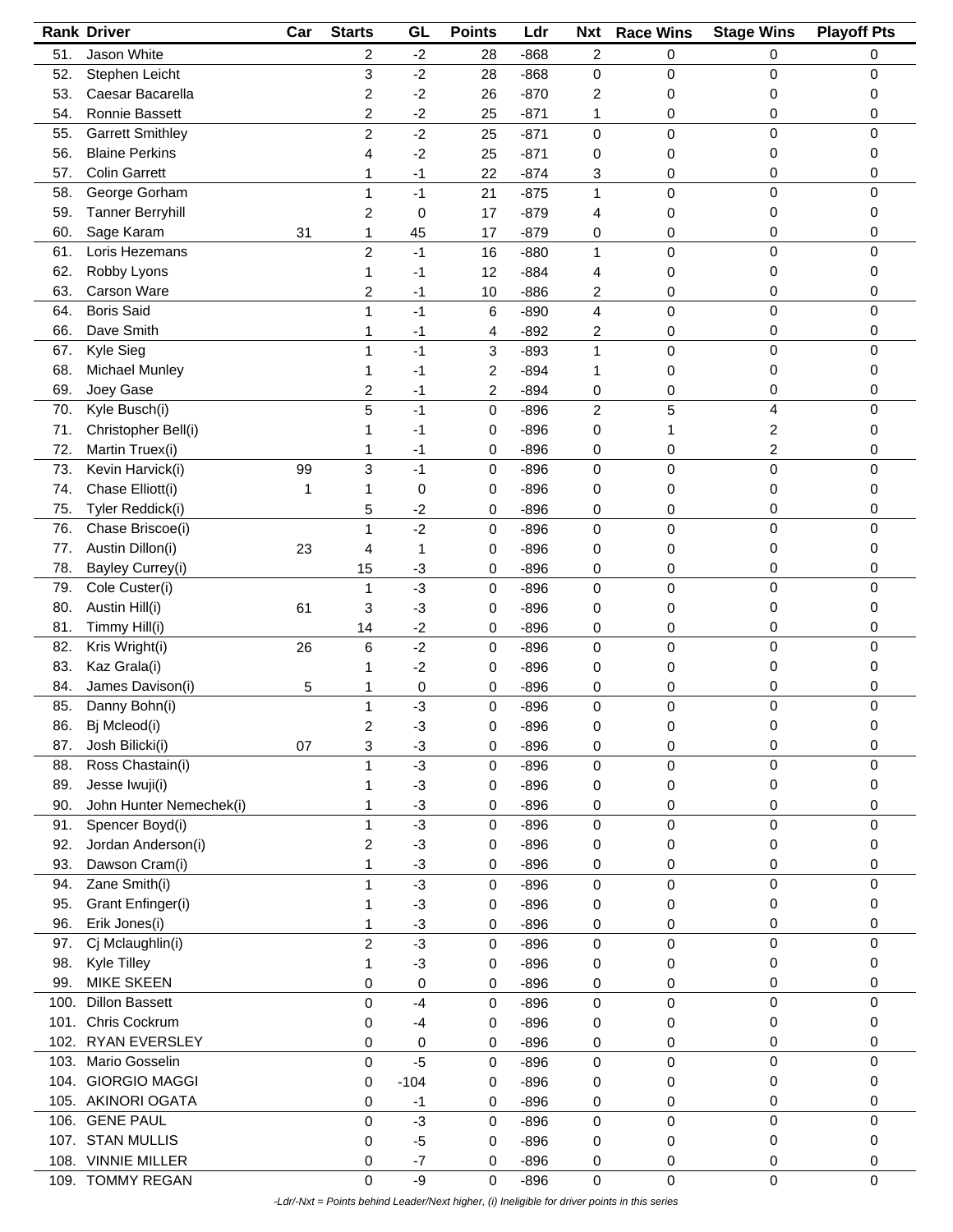| Rank | Driver | Car | Starts | GL | Points | Ldr | Nxt | Race Wins | Stage Wins | Playoff Pts |
|---|---|---|---|---|---|---|---|---|---|---|
| 51. | Jason White | | 2 | -2 | 28 | -868 | 2 | 0 | 0 | 0 |
| 52. | Stephen Leicht | | 3 | -2 | 28 | -868 | 0 | 0 | 0 | 0 |
| 53. | Caesar Bacarella | | 2 | -2 | 26 | -870 | 2 | 0 | 0 | 0 |
| 54. | Ronnie Bassett | | 2 | -2 | 25 | -871 | 1 | 0 | 0 | 0 |
| 55. | Garrett Smithley | | 2 | -2 | 25 | -871 | 0 | 0 | 0 | 0 |
| 56. | Blaine Perkins | | 4 | -2 | 25 | -871 | 0 | 0 | 0 | 0 |
| 57. | Colin Garrett | | 1 | -1 | 22 | -874 | 3 | 0 | 0 | 0 |
| 58. | George Gorham | | 1 | -1 | 21 | -875 | 1 | 0 | 0 | 0 |
| 59. | Tanner Berryhill | | 2 | 0 | 17 | -879 | 4 | 0 | 0 | 0 |
| 60. | Sage Karam | 31 | 1 | 45 | 17 | -879 | 0 | 0 | 0 | 0 |
| 61. | Loris Hezemans | | 2 | -1 | 16 | -880 | 1 | 0 | 0 | 0 |
| 62. | Robby Lyons | | 1 | -1 | 12 | -884 | 4 | 0 | 0 | 0 |
| 63. | Carson Ware | | 2 | -1 | 10 | -886 | 2 | 0 | 0 | 0 |
| 64. | Boris Said | | 1 | -1 | 6 | -890 | 4 | 0 | 0 | 0 |
| 66. | Dave Smith | | 1 | -1 | 4 | -892 | 2 | 0 | 0 | 0 |
| 67. | Kyle Sieg | | 1 | -1 | 3 | -893 | 1 | 0 | 0 | 0 |
| 68. | Michael Munley | | 1 | -1 | 2 | -894 | 1 | 0 | 0 | 0 |
| 69. | Joey Gase | | 2 | -1 | 2 | -894 | 0 | 0 | 0 | 0 |
| 70. | Kyle Busch(i) | | 5 | -1 | 0 | -896 | 2 | 5 | 4 | 0 |
| 71. | Christopher Bell(i) | | 1 | -1 | 0 | -896 | 0 | 1 | 2 | 0 |
| 72. | Martin Truex(i) | | 1 | -1 | 0 | -896 | 0 | 0 | 2 | 0 |
| 73. | Kevin Harvick(i) | 99 | 3 | -1 | 0 | -896 | 0 | 0 | 0 | 0 |
| 74. | Chase Elliott(i) | 1 | 1 | 0 | 0 | -896 | 0 | 0 | 0 | 0 |
| 75. | Tyler Reddick(i) | | 5 | -2 | 0 | -896 | 0 | 0 | 0 | 0 |
| 76. | Chase Briscoe(i) | | 1 | -2 | 0 | -896 | 0 | 0 | 0 | 0 |
| 77. | Austin Dillon(i) | 23 | 4 | 1 | 0 | -896 | 0 | 0 | 0 | 0 |
| 78. | Bayley Currey(i) | | 15 | -3 | 0 | -896 | 0 | 0 | 0 | 0 |
| 79. | Cole Custer(i) | | 1 | -3 | 0 | -896 | 0 | 0 | 0 | 0 |
| 80. | Austin Hill(i) | 61 | 3 | -3 | 0 | -896 | 0 | 0 | 0 | 0 |
| 81. | Timmy Hill(i) | | 14 | -2 | 0 | -896 | 0 | 0 | 0 | 0 |
| 82. | Kris Wright(i) | 26 | 6 | -2 | 0 | -896 | 0 | 0 | 0 | 0 |
| 83. | Kaz Grala(i) | | 1 | -2 | 0 | -896 | 0 | 0 | 0 | 0 |
| 84. | James Davison(i) | 5 | 1 | 0 | 0 | -896 | 0 | 0 | 0 | 0 |
| 85. | Danny Bohn(i) | | 1 | -3 | 0 | -896 | 0 | 0 | 0 | 0 |
| 86. | Bj Mcleod(i) | | 2 | -3 | 0 | -896 | 0 | 0 | 0 | 0 |
| 87. | Josh Bilicki(i) | 07 | 3 | -3 | 0 | -896 | 0 | 0 | 0 | 0 |
| 88. | Ross Chastain(i) | | 1 | -3 | 0 | -896 | 0 | 0 | 0 | 0 |
| 89. | Jesse Iwuji(i) | | 1 | -3 | 0 | -896 | 0 | 0 | 0 | 0 |
| 90. | John Hunter Nemechek(i) | | 1 | -3 | 0 | -896 | 0 | 0 | 0 | 0 |
| 91. | Spencer Boyd(i) | | 1 | -3 | 0 | -896 | 0 | 0 | 0 | 0 |
| 92. | Jordan Anderson(i) | | 2 | -3 | 0 | -896 | 0 | 0 | 0 | 0 |
| 93. | Dawson Cram(i) | | 1 | -3 | 0 | -896 | 0 | 0 | 0 | 0 |
| 94. | Zane Smith(i) | | 1 | -3 | 0 | -896 | 0 | 0 | 0 | 0 |
| 95. | Grant Enfinger(i) | | 1 | -3 | 0 | -896 | 0 | 0 | 0 | 0 |
| 96. | Erik Jones(i) | | 1 | -3 | 0 | -896 | 0 | 0 | 0 | 0 |
| 97. | Cj Mclaughlin(i) | | 2 | -3 | 0 | -896 | 0 | 0 | 0 | 0 |
| 98. | Kyle Tilley | | 1 | -3 | 0 | -896 | 0 | 0 | 0 | 0 |
| 99. | MIKE SKEEN | | 0 | 0 | 0 | -896 | 0 | 0 | 0 | 0 |
| 100. | Dillon Bassett | | 0 | -4 | 0 | -896 | 0 | 0 | 0 | 0 |
| 101. | Chris Cockrum | | 0 | -4 | 0 | -896 | 0 | 0 | 0 | 0 |
| 102. | RYAN EVERSLEY | | 0 | 0 | 0 | -896 | 0 | 0 | 0 | 0 |
| 103. | Mario Gosselin | | 0 | -5 | 0 | -896 | 0 | 0 | 0 | 0 |
| 104. | GIORGIO MAGGI | | 0 | -104 | 0 | -896 | 0 | 0 | 0 | 0 |
| 105. | AKINORI OGATA | | 0 | -1 | 0 | -896 | 0 | 0 | 0 | 0 |
| 106. | GENE PAUL | | 0 | -3 | 0 | -896 | 0 | 0 | 0 | 0 |
| 107. | STAN MULLIS | | 0 | -5 | 0 | -896 | 0 | 0 | 0 | 0 |
| 108. | VINNIE MILLER | | 0 | -7 | 0 | -896 | 0 | 0 | 0 | 0 |
| 109. | TOMMY REGAN | | 0 | -9 | 0 | -896 | 0 | 0 | 0 | 0 |

*-Ldr/-Nxt = Points behind Leader/Next higher, (i) Ineligible for driver points in this series*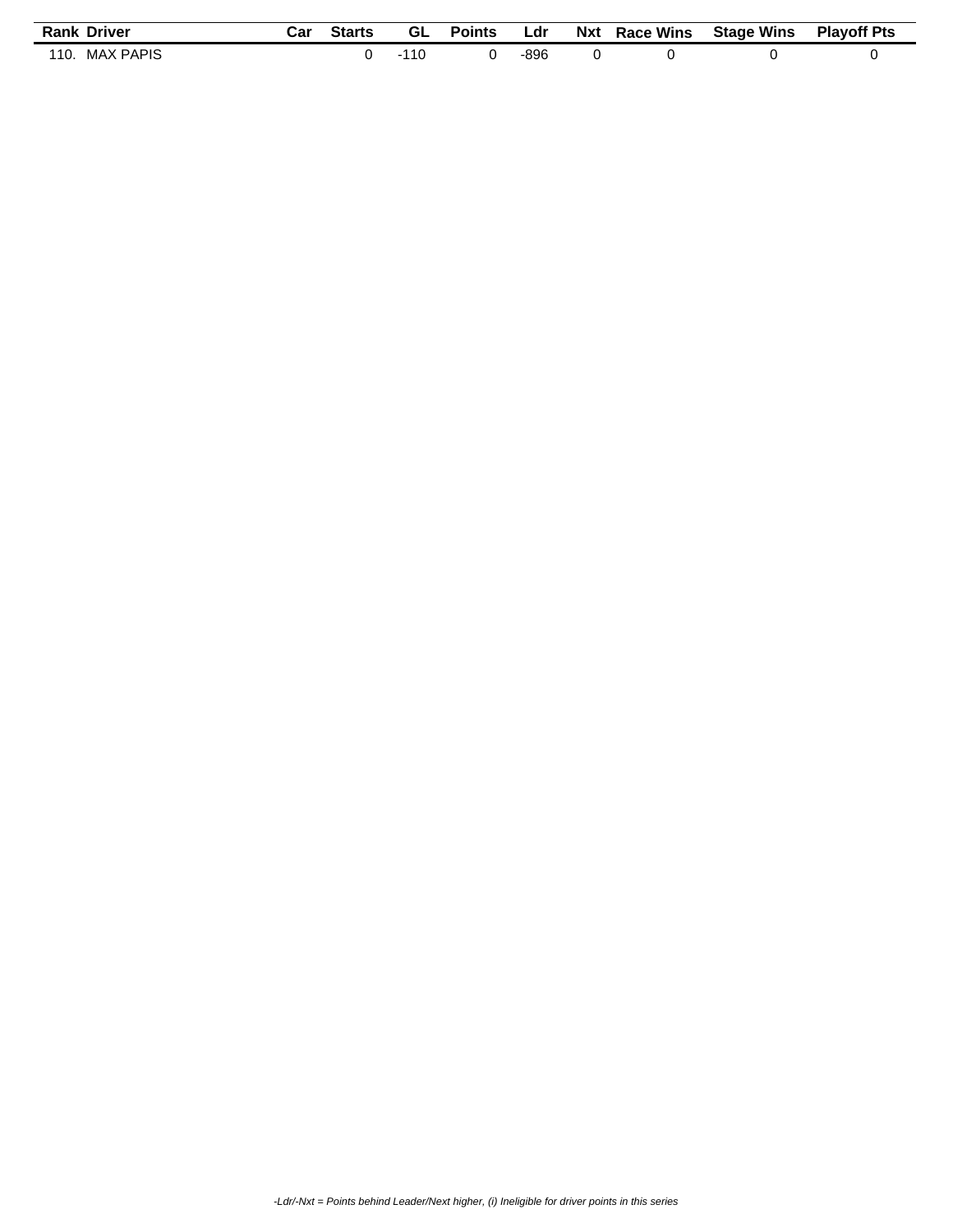| Rank | Driver | Car | Starts | GL | Points | Ldr | Nxt | Race Wins | Stage Wins | Playoff Pts |
|---|---|---|---|---|---|---|---|---|---|---|
| 110. | MAX PAPIS | | 0 | -110 | 0 | -896 | 0 | 0 | 0 | 0 |

*-Ldr/-Nxt = Points behind Leader/Next higher, (i) Ineligible for driver points in this series*